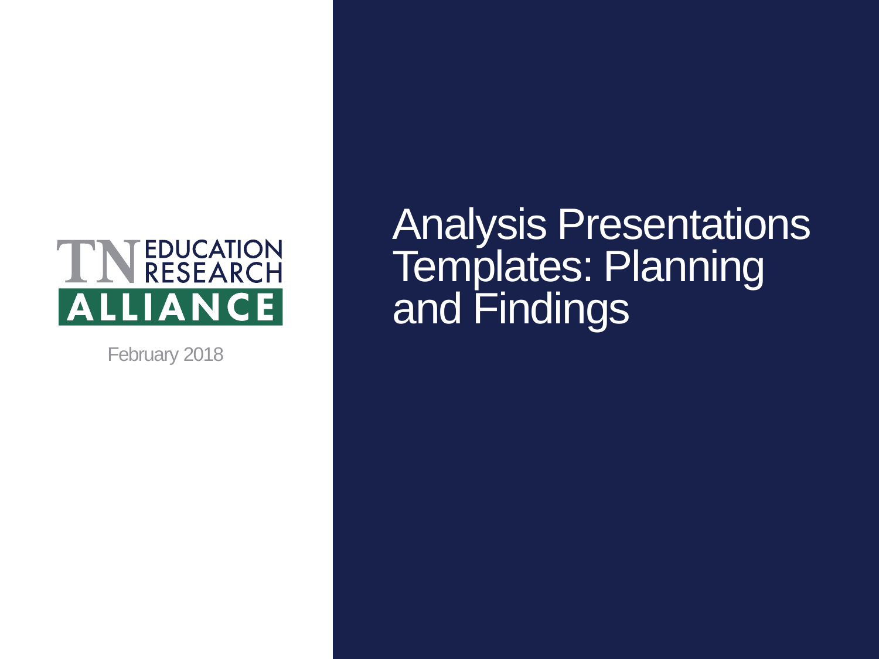TN EDUCATION RESEARCH ALLIANCE

February 2018

# Analysis Presentations Templates: Planning and Findings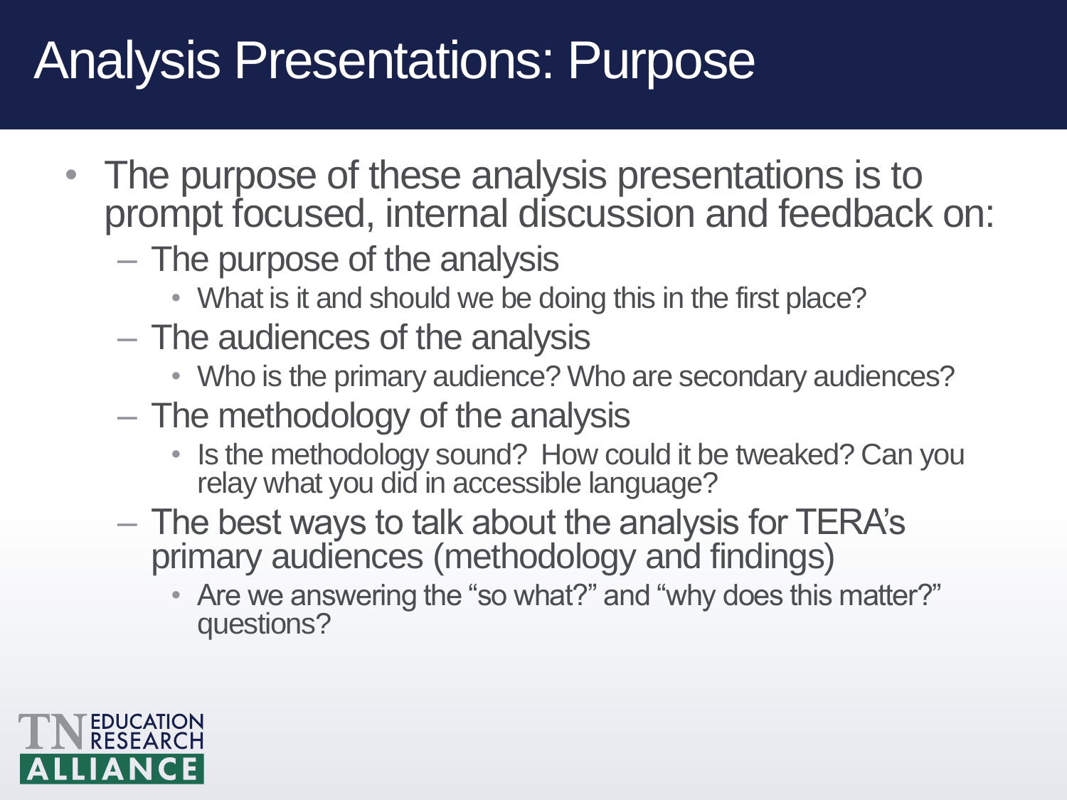# Analysis Presentations: Purpose

- The purpose of these analysis presentations is to prompt focused, internal discussion and feedback on:
  - The purpose of the analysis
    - What is it and should we be doing this in the first place?
  - The audiences of the analysis
    - Who is the primary audience? Who are secondary audiences?
  - The methodology of the analysis
    - Is the methodology sound? How could it be tweaked? Can you relay what you did in accessible language?
  - The best ways to talk about the analysis for TERA's primary audiences (methodology and findings)
    - Are we answering the "so what?" and "why does this matter?" questions?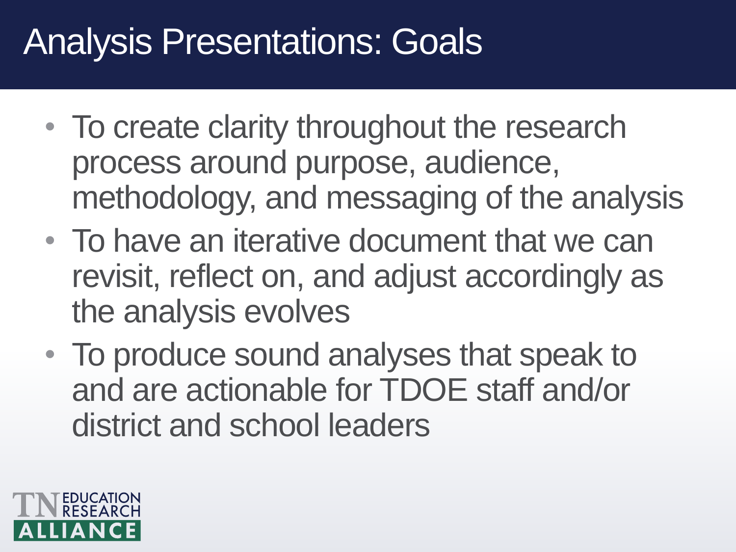# Analysis Presentations: Goals

- To create clarity throughout the research process around purpose, audience, methodology, and messaging of the analysis
- To have an iterative document that we can revisit, reflect on, and adjust accordingly as the analysis evolves
- To produce sound analyses that speak to and are actionable for TDOE staff and/or district and school leaders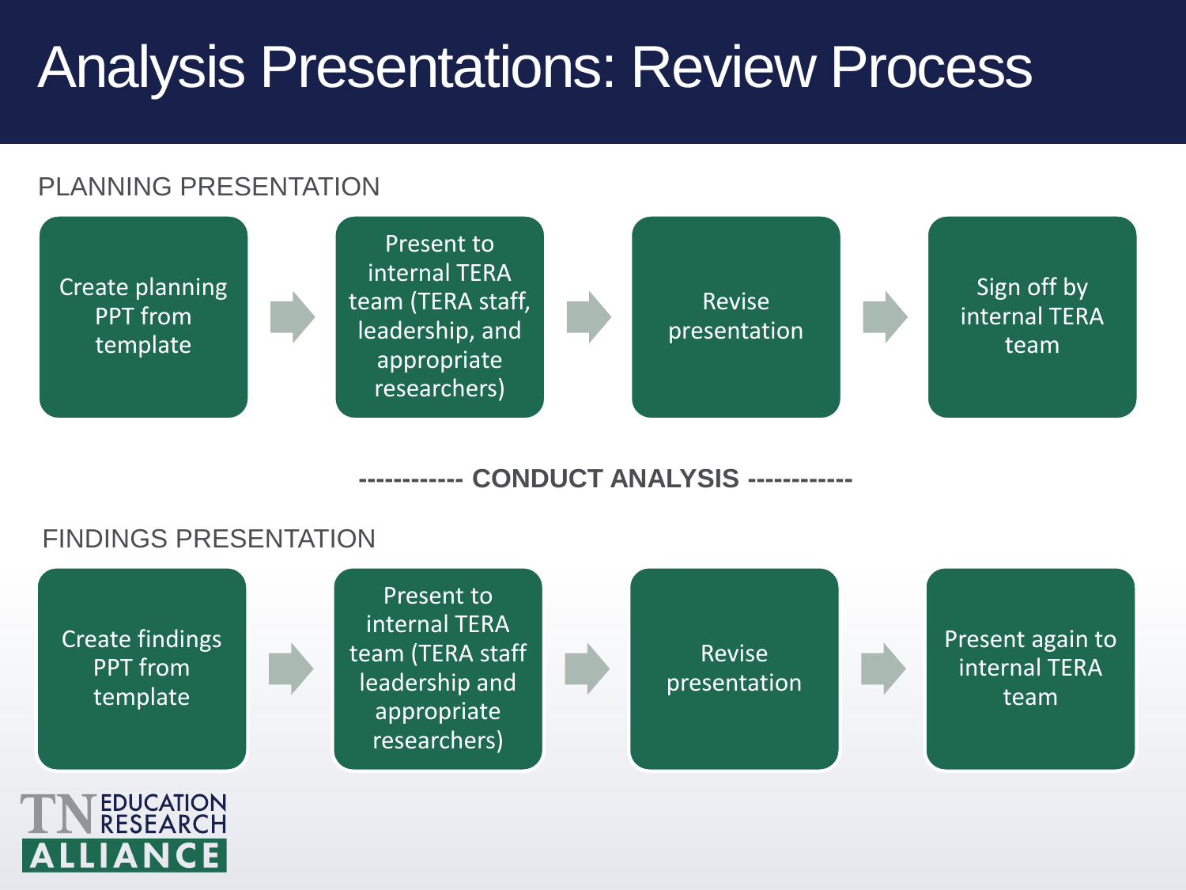# Analysis Presentations: Review Process

PLANNING PRESENTATION

1. Create planning PPT from template
2. Present to internal TERA team (TERA staff, leadership, and appropriate researchers)
3. Revise presentation
4. Sign off by internal TERA team

------------ **CONDUCT ANALYSIS** ------------

FINDINGS PRESENTATION

1. Create findings PPT from template
2. Present to internal TERA team (TERA staff leadership and appropriate researchers)
3. Revise presentation
4. Present again to internal TERA team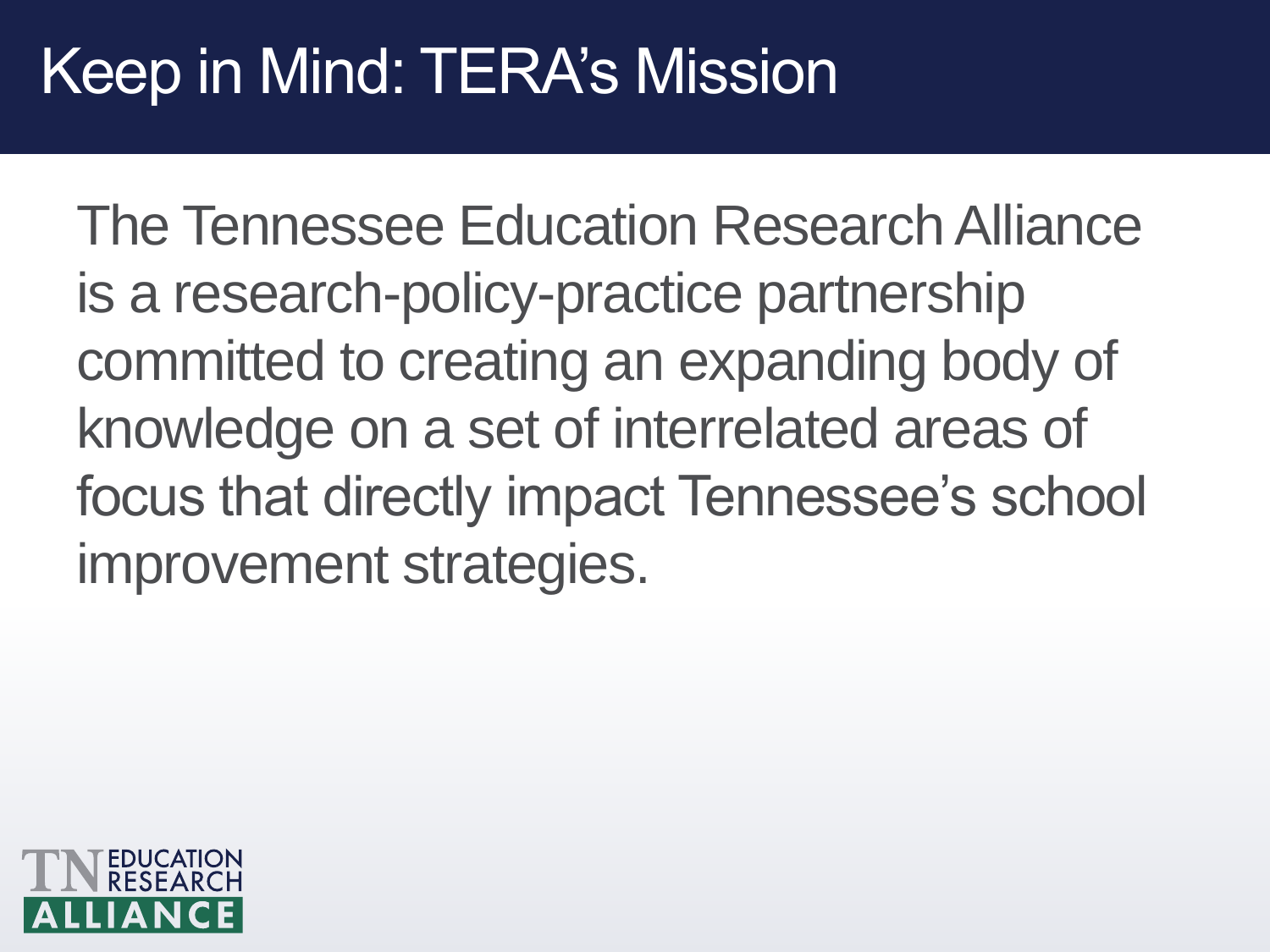# Keep in Mind: TERA's Mission

The Tennessee Education Research Alliance is a research-policy-practice partnership committed to creating an expanding body of knowledge on a set of interrelated areas of focus that directly impact Tennessee's school improvement strategies.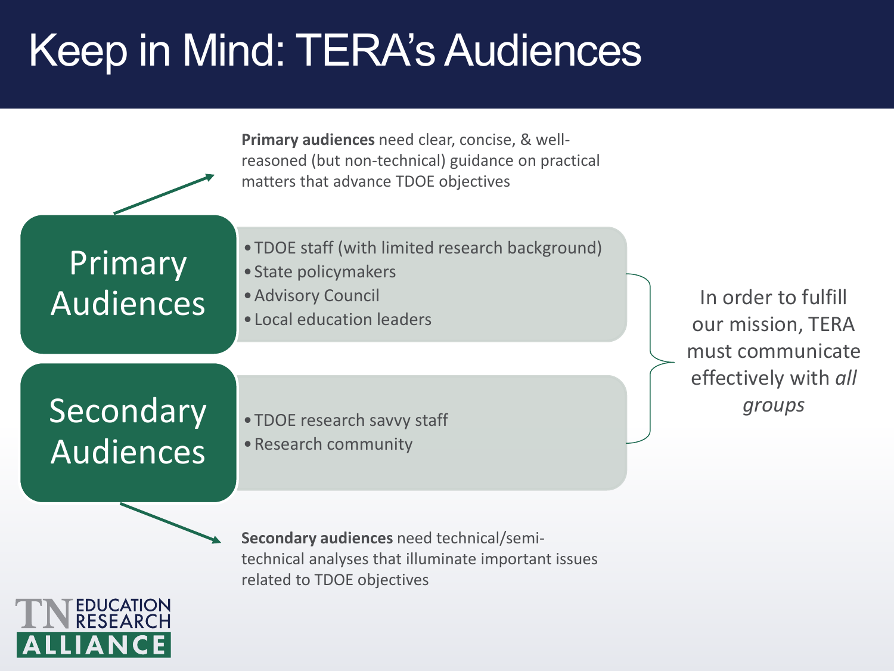# Keep in Mind: TERA's Audiences

**Primary audiences** need clear, concise, & well-reasoned (but non-technical) guidance on practical matters that advance TDOE objectives

## Primary Audiences

- TDOE staff (with limited research background)
- State policymakers
- Advisory Council
- Local education leaders

## Secondary Audiences

- TDOE research savvy staff
- Research community

**Secondary audiences** need technical/semi-technical analyses that illuminate important issues related to TDOE objectives

In order to fulfill our mission, TERA must communicate effectively with *all groups*

TN EDUCATION RESEARCH ALLIANCE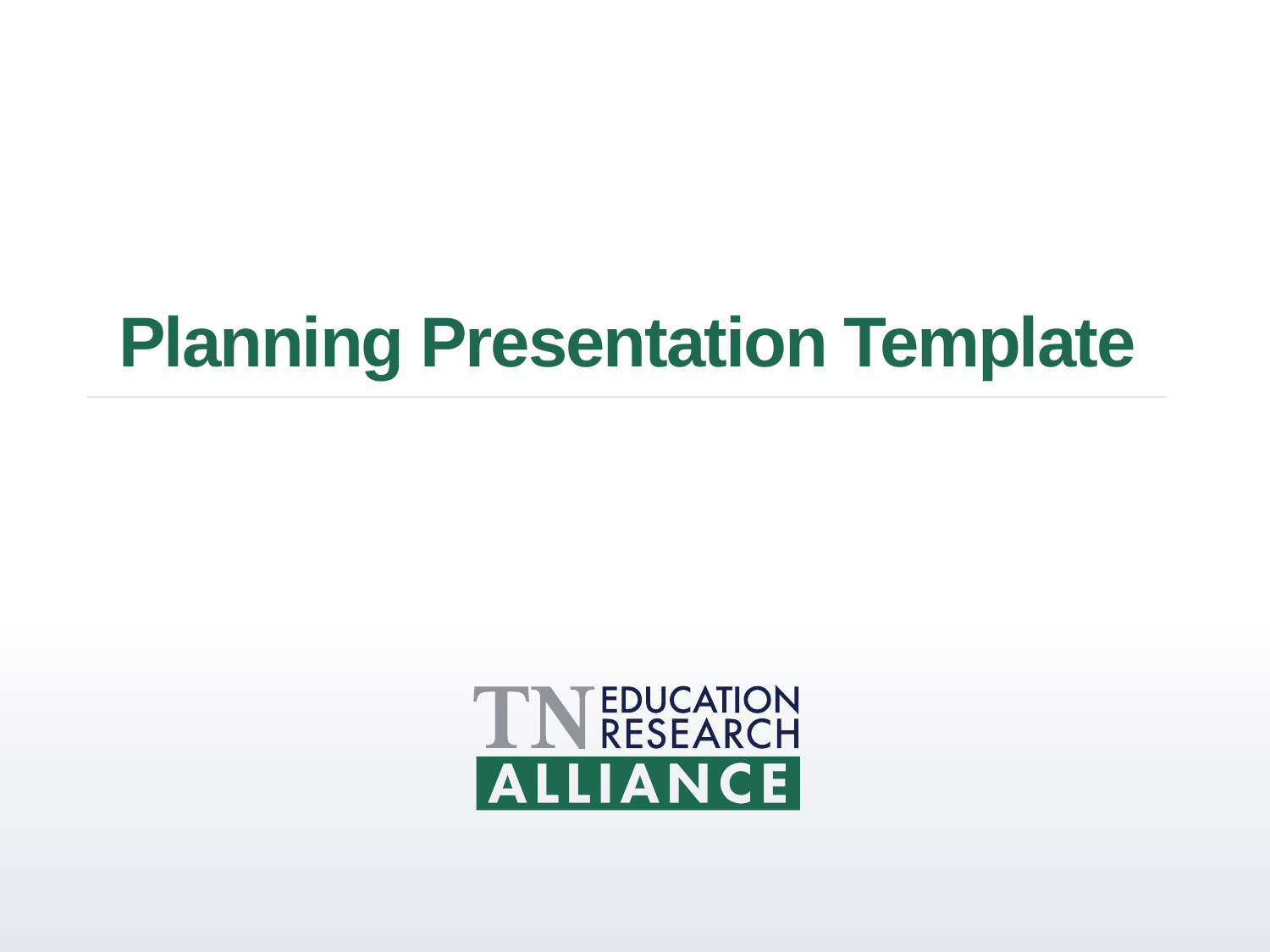# Planning Presentation Template

TN EDUCATION RESEARCH ALLIANCE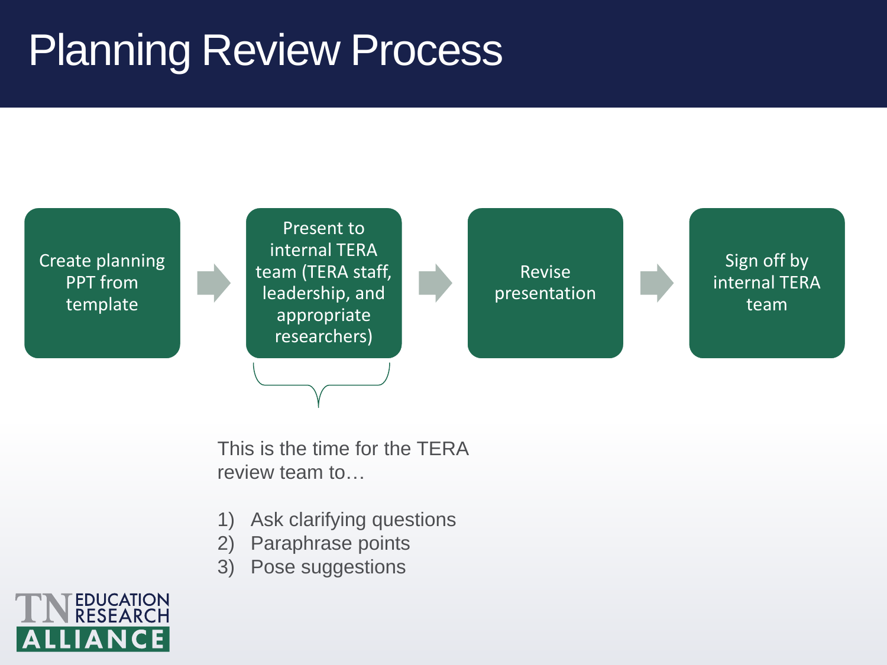# Planning Review Process

Create planning PPT from template → Present to internal TERA team (TERA staff, leadership, and appropriate researchers) → Revise presentation → Sign off by internal TERA team

This is the time for the TERA review team to…

1) Ask clarifying questions
2) Paraphrase points
3) Pose suggestions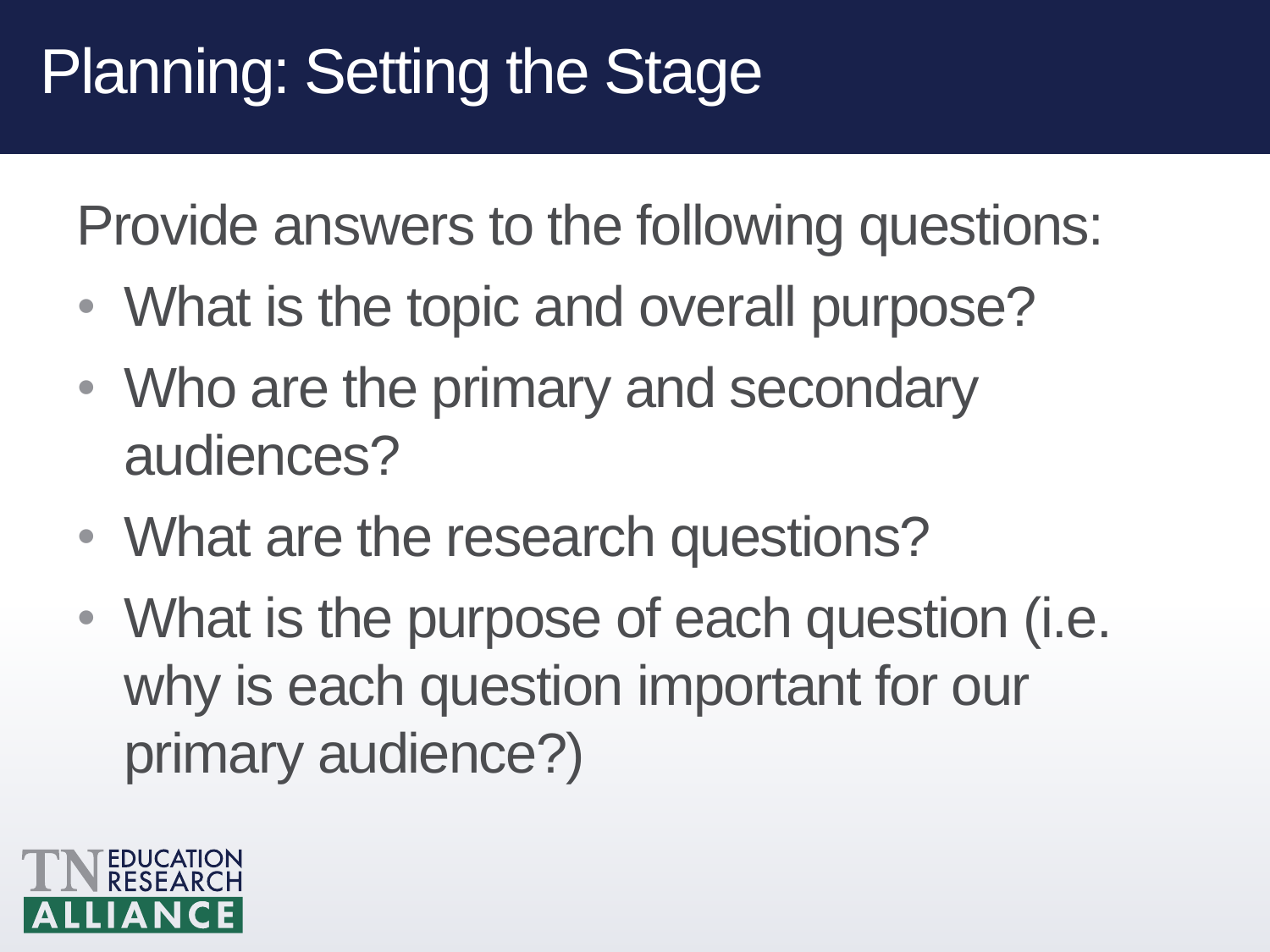# Planning: Setting the Stage

Provide answers to the following questions:

- What is the topic and overall purpose?
- Who are the primary and secondary audiences?
- What are the research questions?
- What is the purpose of each question (i.e. why is each question important for our primary audience?)

TN EDUCATION RESEARCH ALLIANCE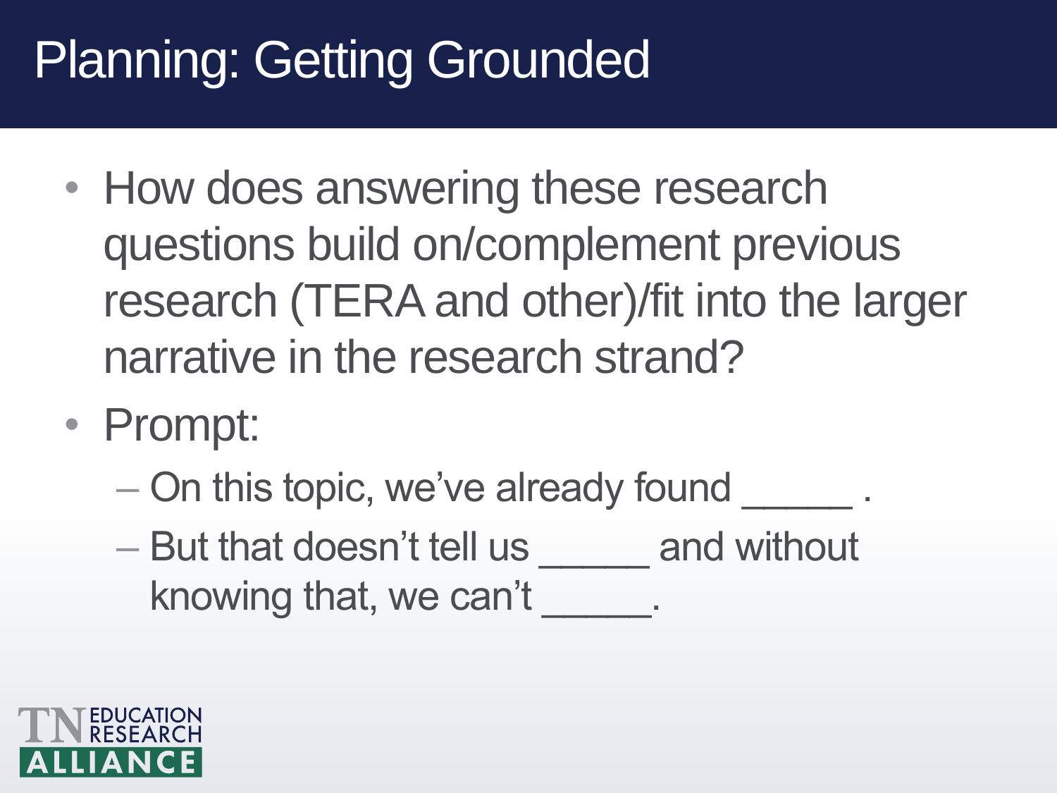# Planning: Getting Grounded

- How does answering these research questions build on/complement previous research (TERA and other)/fit into the larger narrative in the research strand?
- Prompt:
  - On this topic, we've already found _____ .
  - But that doesn't tell us _____ and without knowing that, we can't _____.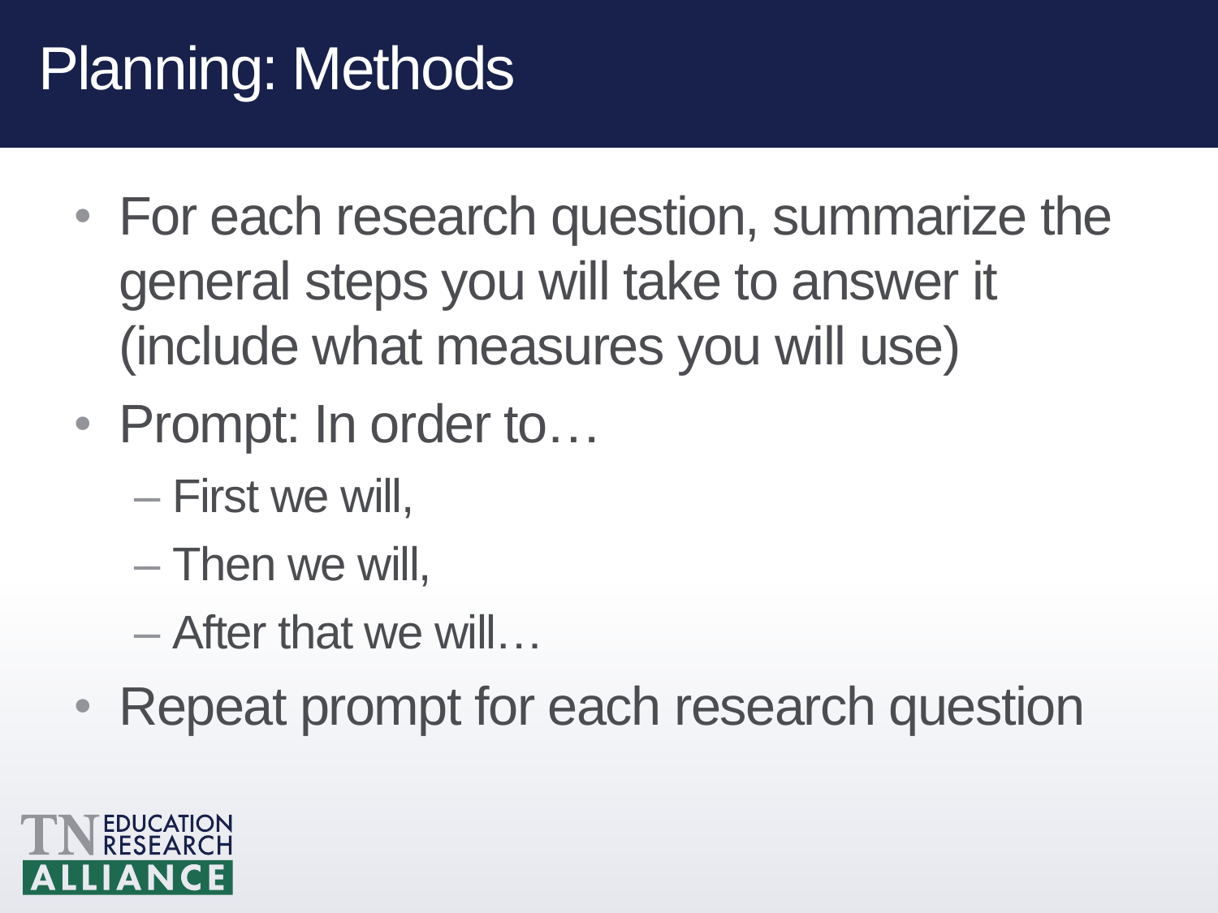# Planning: Methods

- For each research question, summarize the general steps you will take to answer it (include what measures you will use)
- Prompt: In order to…
  - First we will,
  - Then we will,
  - After that we will…
- Repeat prompt for each research question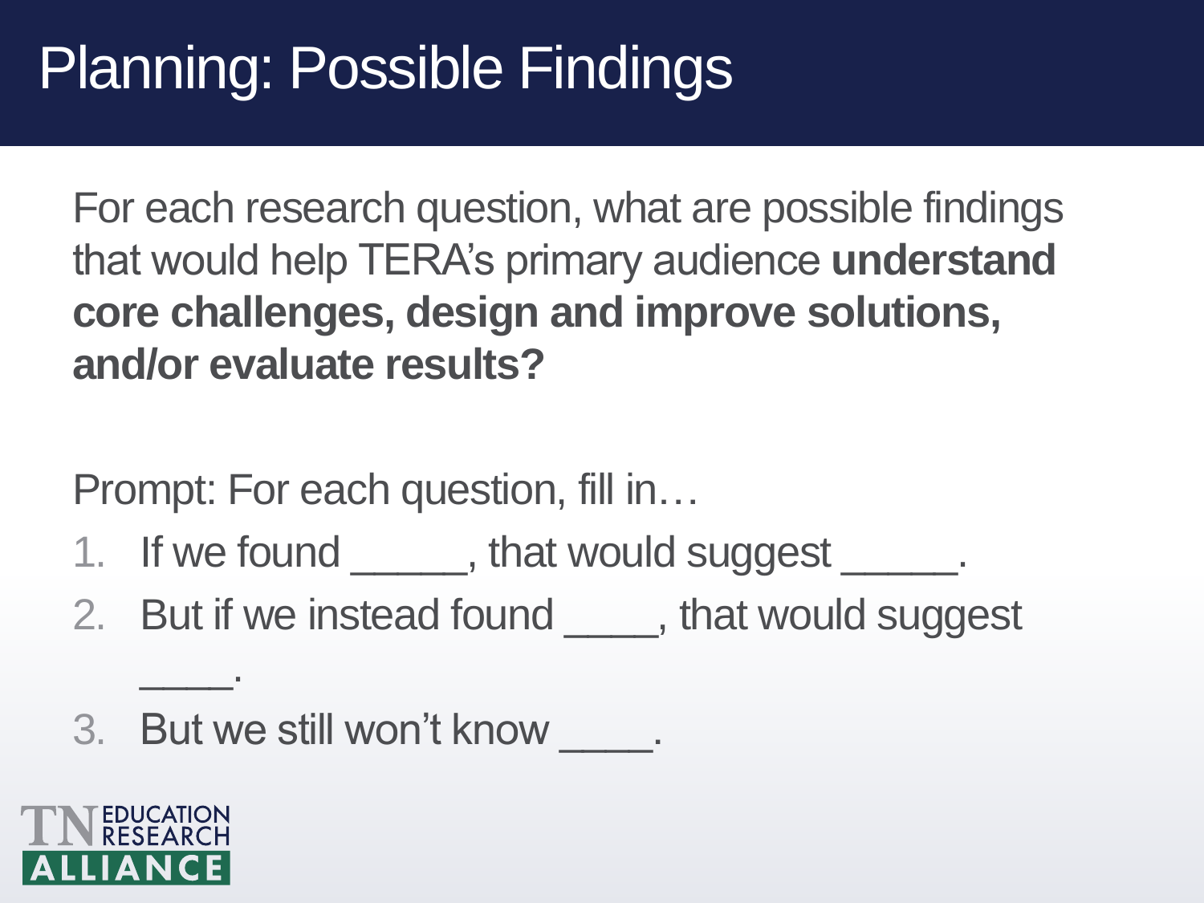# Planning: Possible Findings

For each research question, what are possible findings that would help TERA's primary audience **understand core challenges, design and improve solutions, and/or evaluate results?**

Prompt: For each question, fill in…

1. If we found _____, that would suggest _____.
2. But if we instead found ____, that would suggest ____.
3. But we still won't know ____.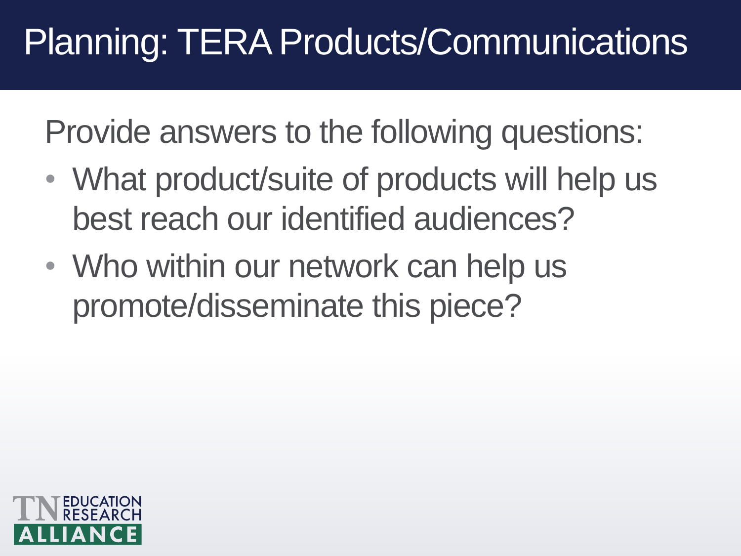# Planning: TERA Products/Communications

Provide answers to the following questions:

- What product/suite of products will help us best reach our identified audiences?
- Who within our network can help us promote/disseminate this piece?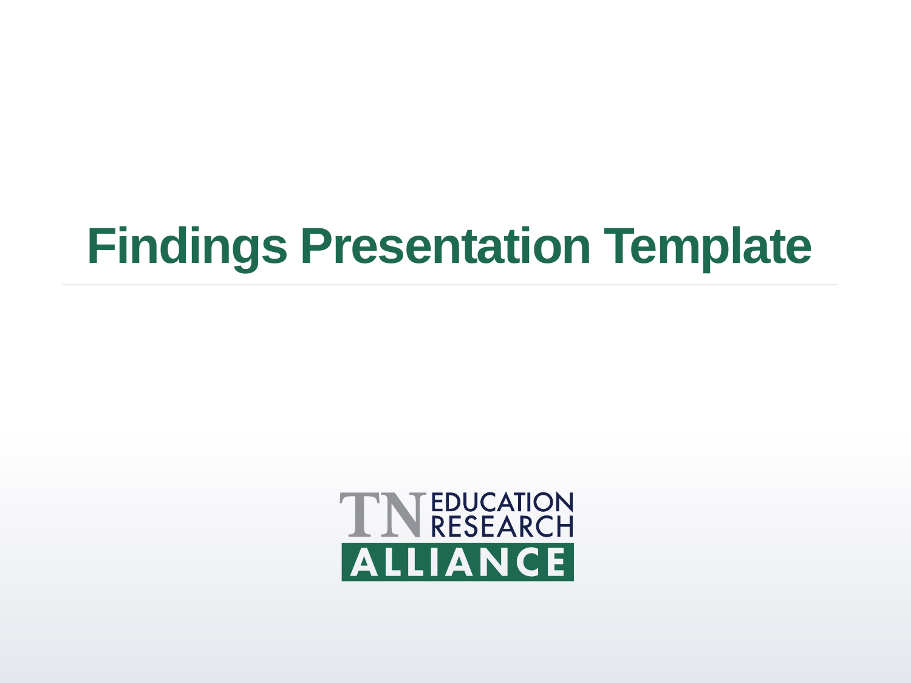# Findings Presentation Template

TN EDUCATION RESEARCH ALLIANCE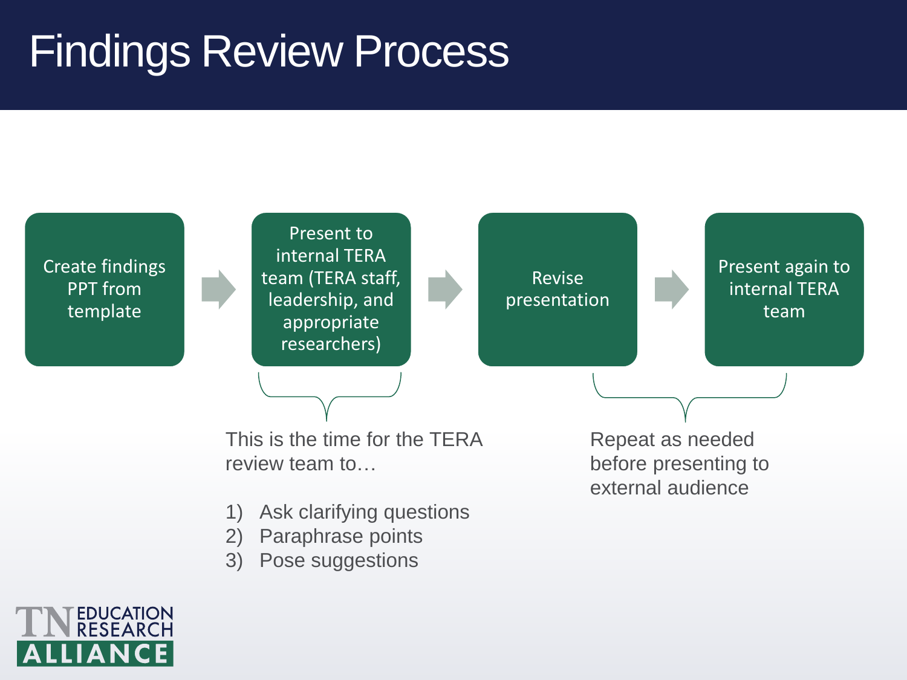# Findings Review Process

Create findings PPT from template → Present to internal TERA team (TERA staff, leadership, and appropriate researchers) → Revise presentation → Present again to internal TERA team

This is the time for the TERA review team to…

1) Ask clarifying questions
2) Paraphrase points
3) Pose suggestions

Repeat as needed before presenting to external audience

TN EDUCATION RESEARCH ALLIANCE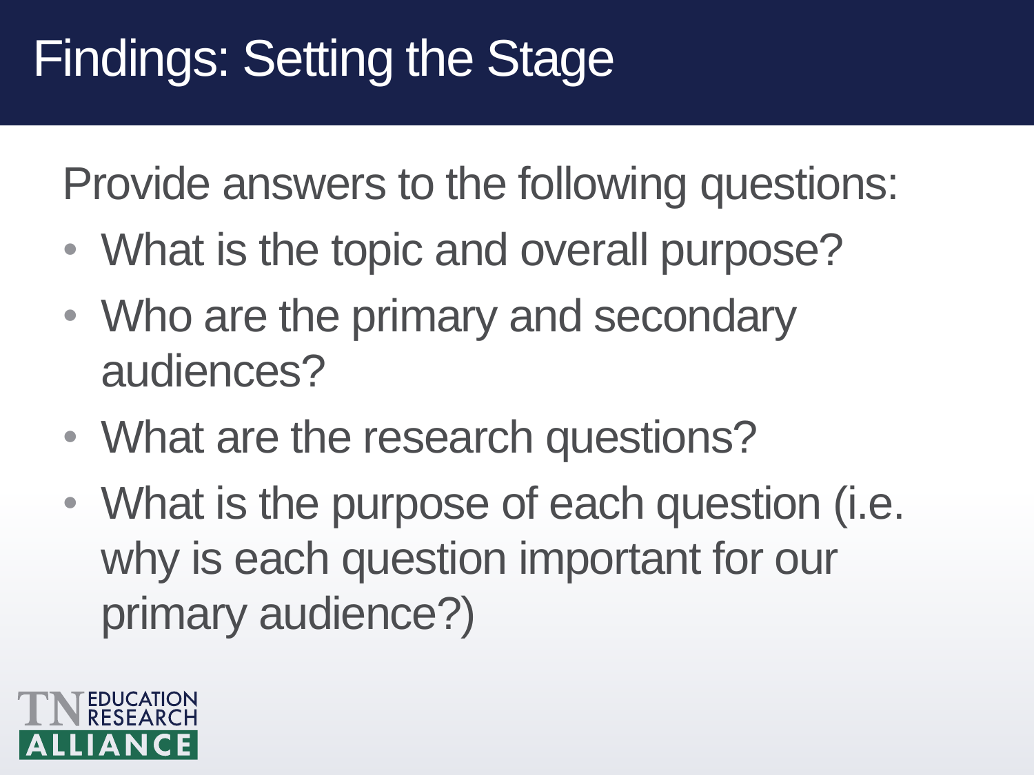# Findings: Setting the Stage

Provide answers to the following questions:

- What is the topic and overall purpose?
- Who are the primary and secondary audiences?
- What are the research questions?
- What is the purpose of each question (i.e. why is each question important for our primary audience?)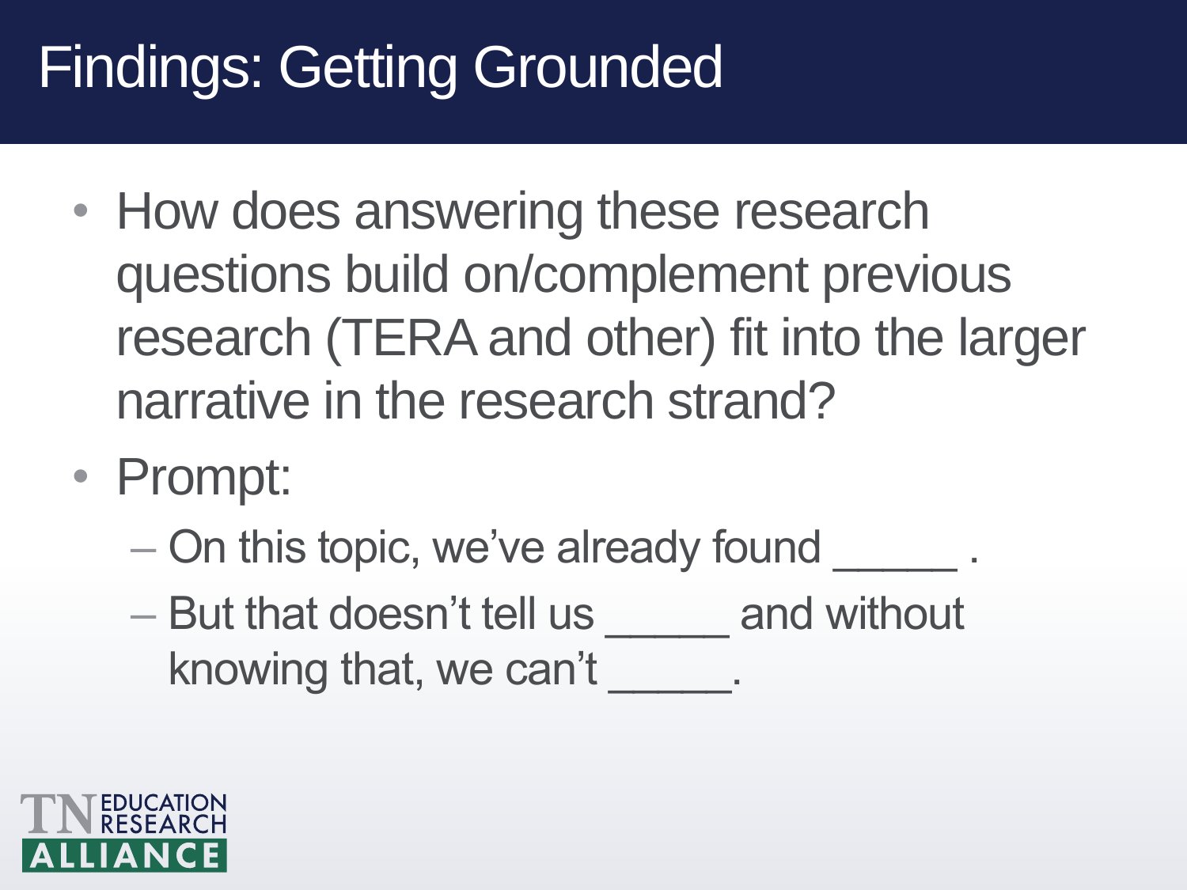# Findings: Getting Grounded

- How does answering these research questions build on/complement previous research (TERA and other) fit into the larger narrative in the research strand?
- Prompt:
  - On this topic, we've already found _____ .
  - But that doesn't tell us _____ and without knowing that, we can't _____.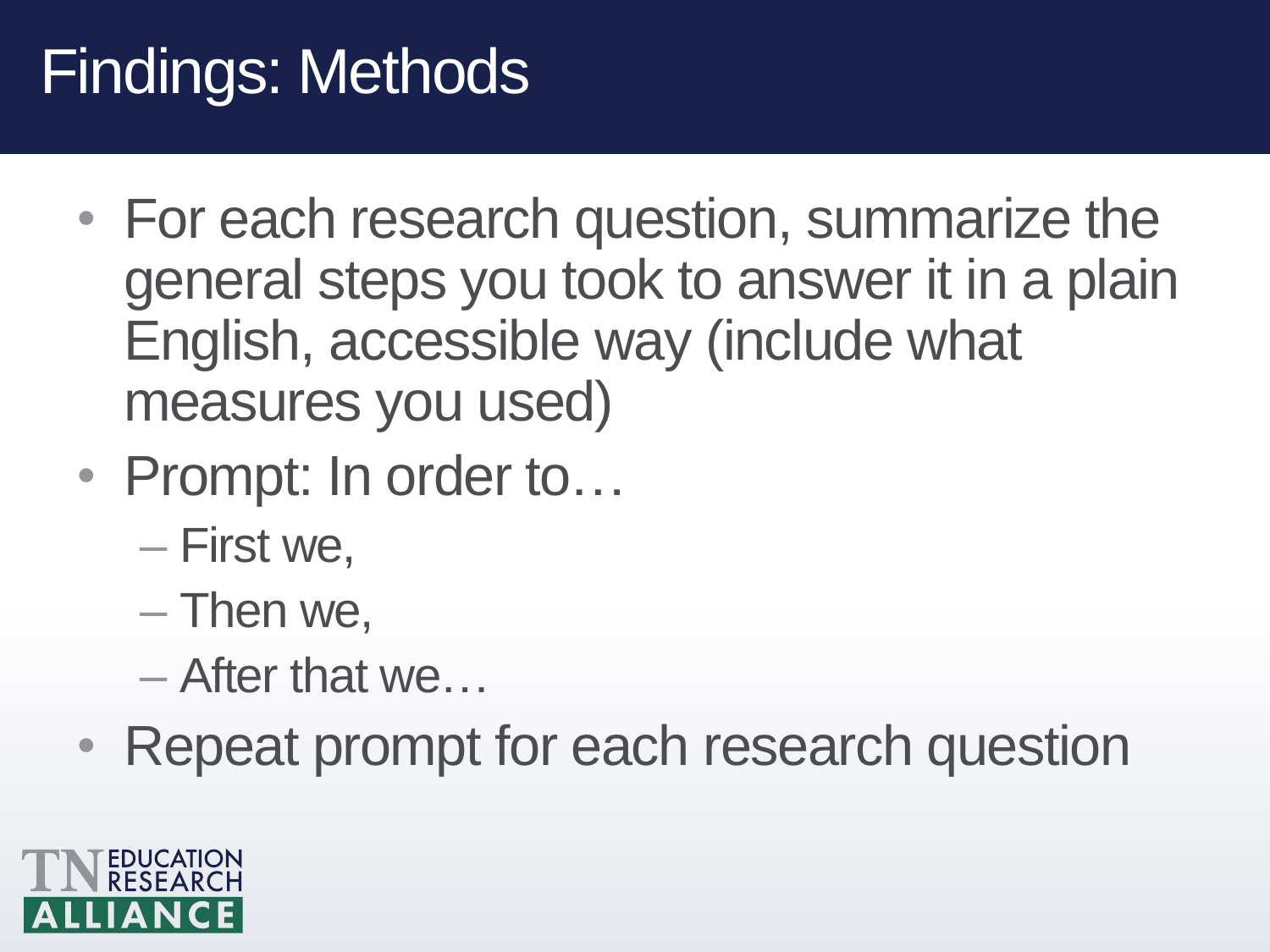# Findings: Methods

- For each research question, summarize the general steps you took to answer it in a plain English, accessible way (include what measures you used)
- Prompt: In order to…
  - First we,
  - Then we,
  - After that we…
- Repeat prompt for each research question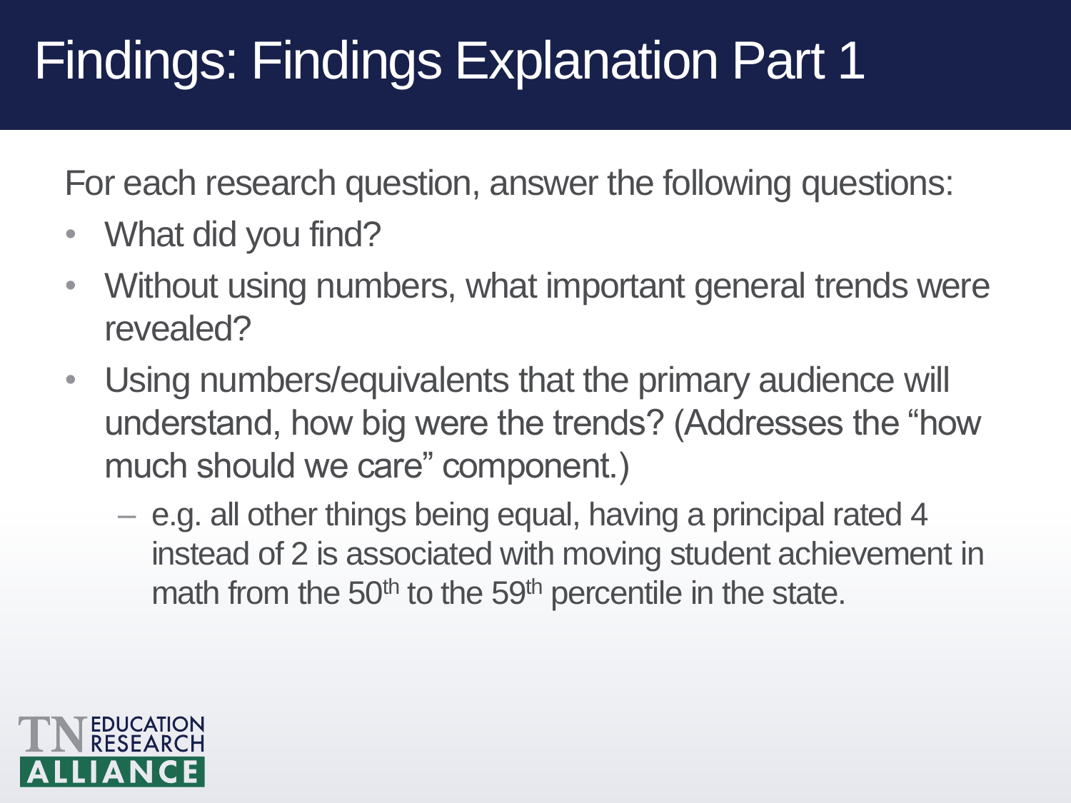# Findings: Findings Explanation Part 1

For each research question, answer the following questions:

- What did you find?
- Without using numbers, what important general trends were revealed?
- Using numbers/equivalents that the primary audience will understand, how big were the trends? (Addresses the "how much should we care" component.)
  - e.g. all other things being equal, having a principal rated 4 instead of 2 is associated with moving student achievement in math from the 50th to the 59th percentile in the state.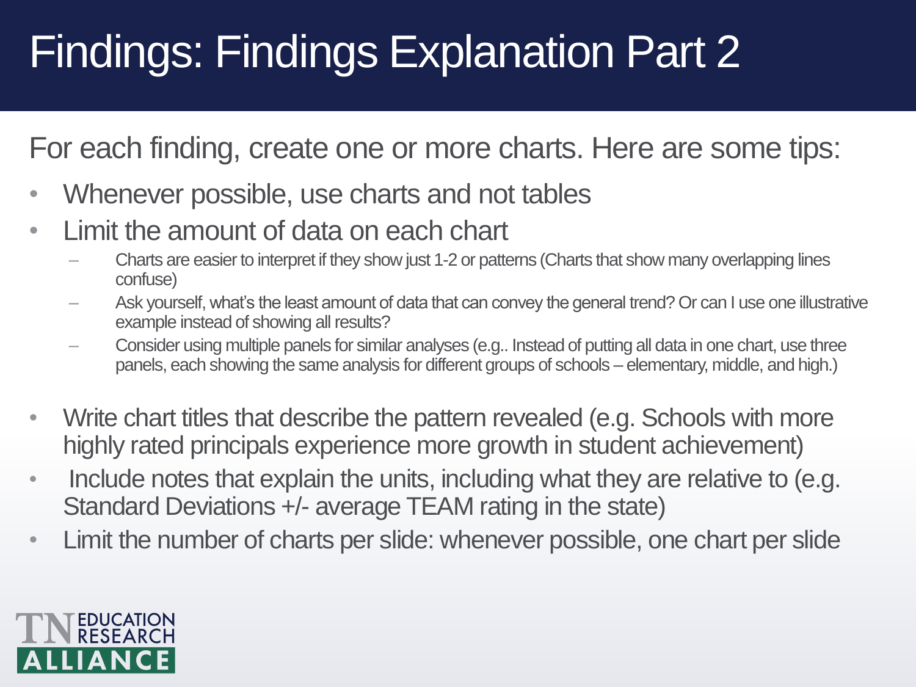# Findings: Findings Explanation Part 2

For each finding, create one or more charts. Here are some tips:

- Whenever possible, use charts and not tables
- Limit the amount of data on each chart
  - Charts are easier to interpret if they show just 1-2 or patterns (Charts that show many overlapping lines confuse)
  - Ask yourself, what's the least amount of data that can convey the general trend? Or can I use one illustrative example instead of showing all results?
  - Consider using multiple panels for similar analyses (e.g.. Instead of putting all data in one chart, use three panels, each showing the same analysis for different groups of schools – elementary, middle, and high.)
- Write chart titles that describe the pattern revealed (e.g. Schools with more highly rated principals experience more growth in student achievement)
- Include notes that explain the units, including what they are relative to (e.g. Standard Deviations +/- average TEAM rating in the state)
- Limit the number of charts per slide: whenever possible, one chart per slide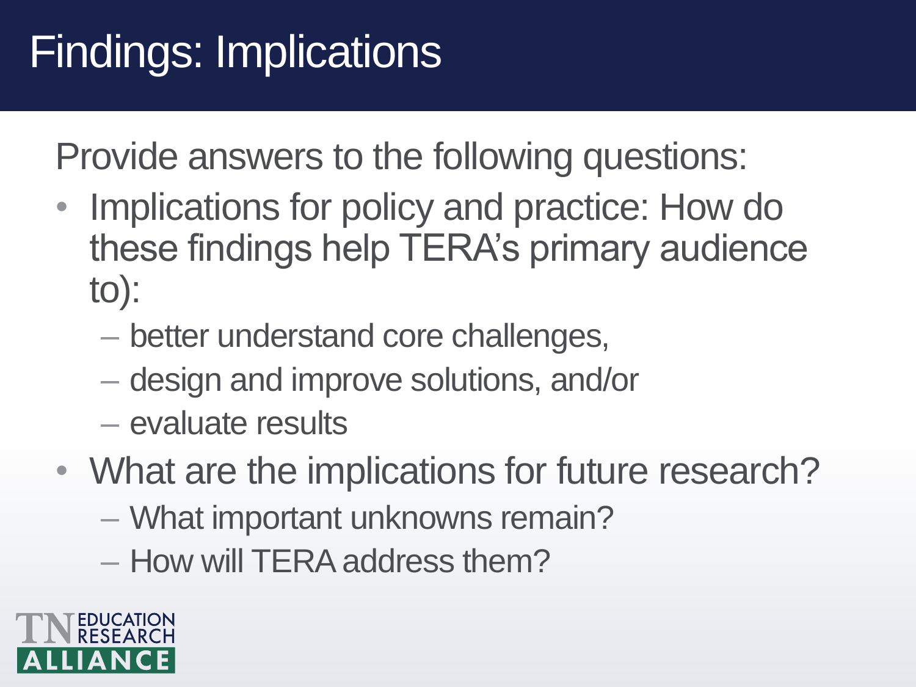# Findings: Implications

Provide answers to the following questions:

- Implications for policy and practice: How do these findings help TERA's primary audience to):
  - better understand core challenges,
  - design and improve solutions, and/or
  - evaluate results
- What are the implications for future research?
  - What important unknowns remain?
  - How will TERA address them?

TN EDUCATION RESEARCH ALLIANCE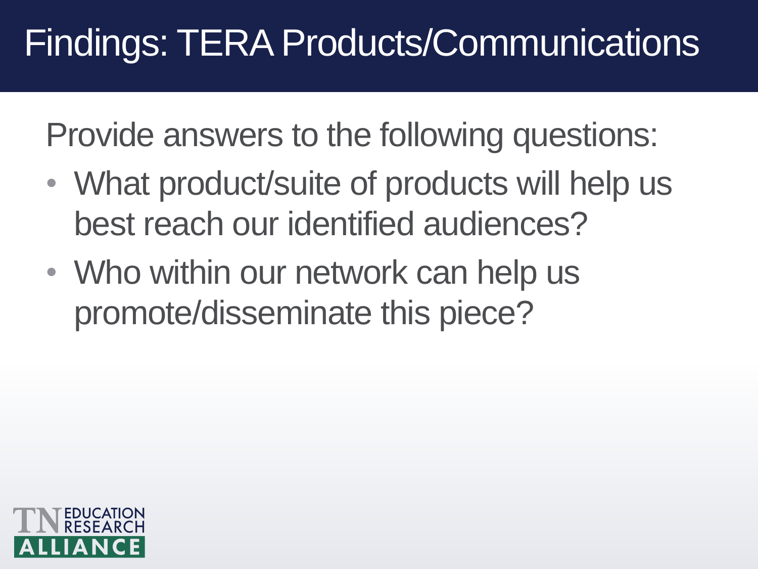# Findings: TERA Products/Communications

Provide answers to the following questions:

- What product/suite of products will help us best reach our identified audiences?
- Who within our network can help us promote/disseminate this piece?